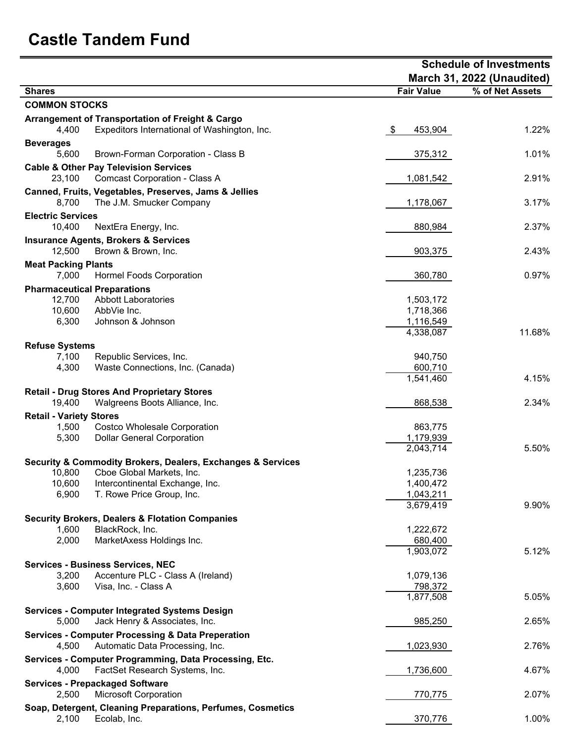# Castle Tandem Fund

**Schedule of Investments**
**March 31, 2022 (Unaudited)**

| Shares | | Fair Value | % of Net Assets |
|---|---|---|---|
| **COMMON STOCKS** | | | |
| **Arrangement of Transportation of Freight & Cargo** | | | |
| 4,400 | Expeditors International of Washington, Inc. | $ 453,904 | 1.22% |
| **Beverages** | | | |
| 5,600 | Brown-Forman Corporation - Class B | 375,312 | 1.01% |
| **Cable & Other Pay Television Services** | | | |
| 23,100 | Comcast Corporation - Class A | 1,081,542 | 2.91% |
| **Canned, Fruits, Vegetables, Preserves, Jams & Jellies** | | | |
| 8,700 | The J.M. Smucker Company | 1,178,067 | 3.17% |
| **Electric Services** | | | |
| 10,400 | NextEra Energy, Inc. | 880,984 | 2.37% |
| **Insurance Agents, Brokers & Services** | | | |
| 12,500 | Brown & Brown, Inc. | 903,375 | 2.43% |
| **Meat Packing Plants** | | | |
| 7,000 | Hormel Foods Corporation | 360,780 | 0.97% |
| **Pharmaceutical Preparations** | | | |
| 12,700 | Abbott Laboratories | 1,503,172 | |
| 10,600 | AbbVie Inc. | 1,718,366 | |
| 6,300 | Johnson & Johnson | 1,116,549 | |
| | | 4,338,087 | 11.68% |
| **Refuse Systems** | | | |
| 7,100 | Republic Services, Inc. | 940,750 | |
| 4,300 | Waste Connections, Inc. (Canada) | 600,710 | |
| | | 1,541,460 | 4.15% |
| **Retail - Drug Stores And Proprietary Stores** | | | |
| 19,400 | Walgreens Boots Alliance, Inc. | 868,538 | 2.34% |
| **Retail - Variety Stores** | | | |
| 1,500 | Costco Wholesale Corporation | 863,775 | |
| 5,300 | Dollar General Corporation | 1,179,939 | |
| | | 2,043,714 | 5.50% |
| **Security & Commodity Brokers, Dealers, Exchanges & Services** | | | |
| 10,800 | Cboe Global Markets, Inc. | 1,235,736 | |
| 10,600 | Intercontinental Exchange, Inc. | 1,400,472 | |
| 6,900 | T. Rowe Price Group, Inc. | 1,043,211 | |
| | | 3,679,419 | 9.90% |
| **Security Brokers, Dealers & Flotation Companies** | | | |
| 1,600 | BlackRock, Inc. | 1,222,672 | |
| 2,000 | MarketAxess Holdings Inc. | 680,400 | |
| | | 1,903,072 | 5.12% |
| **Services - Business Services, NEC** | | | |
| 3,200 | Accenture PLC - Class A (Ireland) | 1,079,136 | |
| 3,600 | Visa, Inc. - Class A | 798,372 | |
| | | 1,877,508 | 5.05% |
| **Services - Computer Integrated Systems Design** | | | |
| 5,000 | Jack Henry & Associates, Inc. | 985,250 | 2.65% |
| **Services - Computer Processing & Data Preperation** | | | |
| 4,500 | Automatic Data Processing, Inc. | 1,023,930 | 2.76% |
| **Services - Computer Programming, Data Processing, Etc.** | | | |
| 4,000 | FactSet Research Systems, Inc. | 1,736,600 | 4.67% |
| **Services - Prepackaged Software** | | | |
| 2,500 | Microsoft Corporation | 770,775 | 2.07% |
| **Soap, Detergent, Cleaning Preparations, Perfumes, Cosmetics** | | | |
| 2,100 | Ecolab, Inc. | 370,776 | 1.00% |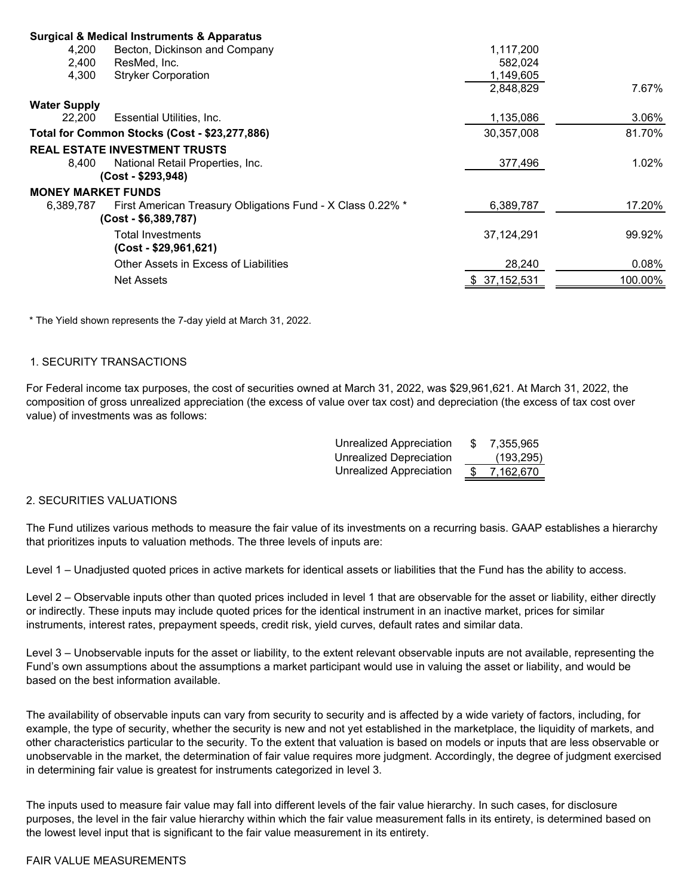| Shares | Security | Value | % of Net Assets |
|---|---|---|---|
| **Surgical & Medical Instruments & Apparatus** | | | |
| 4,200 | Becton, Dickinson and Company | 1,117,200 | |
| 2,400 | ResMed, Inc. | 582,024 | |
| 4,300 | Stryker Corporation | 1,149,605 | |
| | | 2,848,829 | 7.67% |
| **Water Supply** | | | |
| 22,200 | Essential Utilities, Inc. | 1,135,086 | 3.06% |
| **Total for Common Stocks (Cost - $23,277,886)** | | 30,357,008 | 81.70% |
| **REAL ESTATE INVESTMENT TRUSTS** | | | |
| 8,400 | National Retail Properties, Inc. **(Cost - $293,948)** | 377,496 | 1.02% |
| **MONEY MARKET FUNDS** | | | |
| 6,389,787 | First American Treasury Obligations Fund - X Class 0.22% * **(Cost - $6,389,787)** | 6,389,787 | 17.20% |
| | Total Investments **(Cost - $29,961,621)** | 37,124,291 | 99.92% |
| | Other Assets in Excess of Liabilities | 28,240 | 0.08% |
| | Net Assets | $ 37,152,531 | 100.00% |

* The Yield shown represents the 7-day yield at March 31, 2022.

1. SECURITY TRANSACTIONS

For Federal income tax purposes, the cost of securities owned at March 31, 2022, was $29,961,621. At March 31, 2022, the composition of gross unrealized appreciation (the excess of value over tax cost) and depreciation (the excess of tax cost over value) of investments was as follows:

| | |
|---|---|
| Unrealized Appreciation | $ 7,355,965 |
| Unrealized Depreciation | (193,295) |
| Unrealized Appreciation | $ 7,162,670 |

2. SECURITIES VALUATIONS

The Fund utilizes various methods to measure the fair value of its investments on a recurring basis. GAAP establishes a hierarchy that prioritizes inputs to valuation methods. The three levels of inputs are:

Level 1 – Unadjusted quoted prices in active markets for identical assets or liabilities that the Fund has the ability to access.

Level 2 – Observable inputs other than quoted prices included in level 1 that are observable for the asset or liability, either directly or indirectly. These inputs may include quoted prices for the identical instrument in an inactive market, prices for similar instruments, interest rates, prepayment speeds, credit risk, yield curves, default rates and similar data.

Level 3 – Unobservable inputs for the asset or liability, to the extent relevant observable inputs are not available, representing the Fund's own assumptions about the assumptions a market participant would use in valuing the asset or liability, and would be based on the best information available.

The availability of observable inputs can vary from security to security and is affected by a wide variety of factors, including, for example, the type of security, whether the security is new and not yet established in the marketplace, the liquidity of markets, and other characteristics particular to the security. To the extent that valuation is based on models or inputs that are less observable or unobservable in the market, the determination of fair value requires more judgment. Accordingly, the degree of judgment exercised in determining fair value is greatest for instruments categorized in level 3.

The inputs used to measure fair value may fall into different levels of the fair value hierarchy. In such cases, for disclosure purposes, the level in the fair value hierarchy within which the fair value measurement falls in its entirety, is determined based on the lowest level input that is significant to the fair value measurement in its entirety.

FAIR VALUE MEASUREMENTS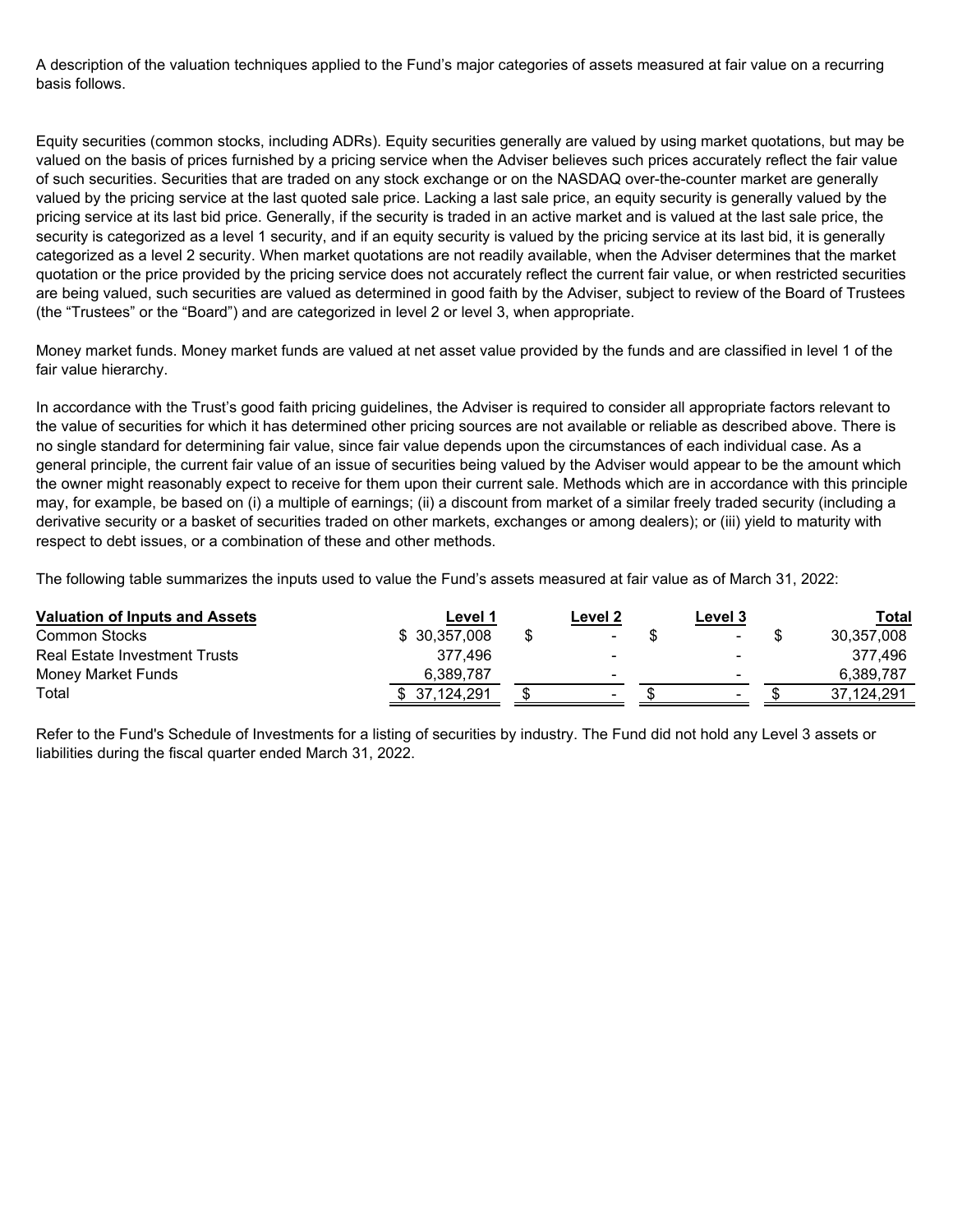A description of the valuation techniques applied to the Fund's major categories of assets measured at fair value on a recurring basis follows.

Equity securities (common stocks, including ADRs). Equity securities generally are valued by using market quotations, but may be valued on the basis of prices furnished by a pricing service when the Adviser believes such prices accurately reflect the fair value of such securities. Securities that are traded on any stock exchange or on the NASDAQ over-the-counter market are generally valued by the pricing service at the last quoted sale price. Lacking a last sale price, an equity security is generally valued by the pricing service at its last bid price. Generally, if the security is traded in an active market and is valued at the last sale price, the security is categorized as a level 1 security, and if an equity security is valued by the pricing service at its last bid, it is generally categorized as a level 2 security. When market quotations are not readily available, when the Adviser determines that the market quotation or the price provided by the pricing service does not accurately reflect the current fair value, or when restricted securities are being valued, such securities are valued as determined in good faith by the Adviser, subject to review of the Board of Trustees (the "Trustees" or the "Board") and are categorized in level 2 or level 3, when appropriate.

Money market funds. Money market funds are valued at net asset value provided by the funds and are classified in level 1 of the fair value hierarchy.

In accordance with the Trust's good faith pricing guidelines, the Adviser is required to consider all appropriate factors relevant to the value of securities for which it has determined other pricing sources are not available or reliable as described above. There is no single standard for determining fair value, since fair value depends upon the circumstances of each individual case. As a general principle, the current fair value of an issue of securities being valued by the Adviser would appear to be the amount which the owner might reasonably expect to receive for them upon their current sale. Methods which are in accordance with this principle may, for example, be based on (i) a multiple of earnings; (ii) a discount from market of a similar freely traded security (including a derivative security or a basket of securities traded on other markets, exchanges or among dealers); or (iii) yield to maturity with respect to debt issues, or a combination of these and other methods.

The following table summarizes the inputs used to value the Fund's assets measured at fair value as of March 31, 2022:

| Valuation of Inputs and Assets | Level 1 | Level 2 | Level 3 | Total |
|---|---|---|---|---|
| Common Stocks | $ 30,357,008 | $ - | $ - | $ 30,357,008 |
| Real Estate Investment Trusts | 377,496 | - | - | 377,496 |
| Money Market Funds | 6,389,787 | - | - | 6,389,787 |
| Total | $ 37,124,291 | $ - | $ - | $ 37,124,291 |

Refer to the Fund's Schedule of Investments for a listing of securities by industry. The Fund did not hold any Level 3 assets or liabilities during the fiscal quarter ended March 31, 2022.